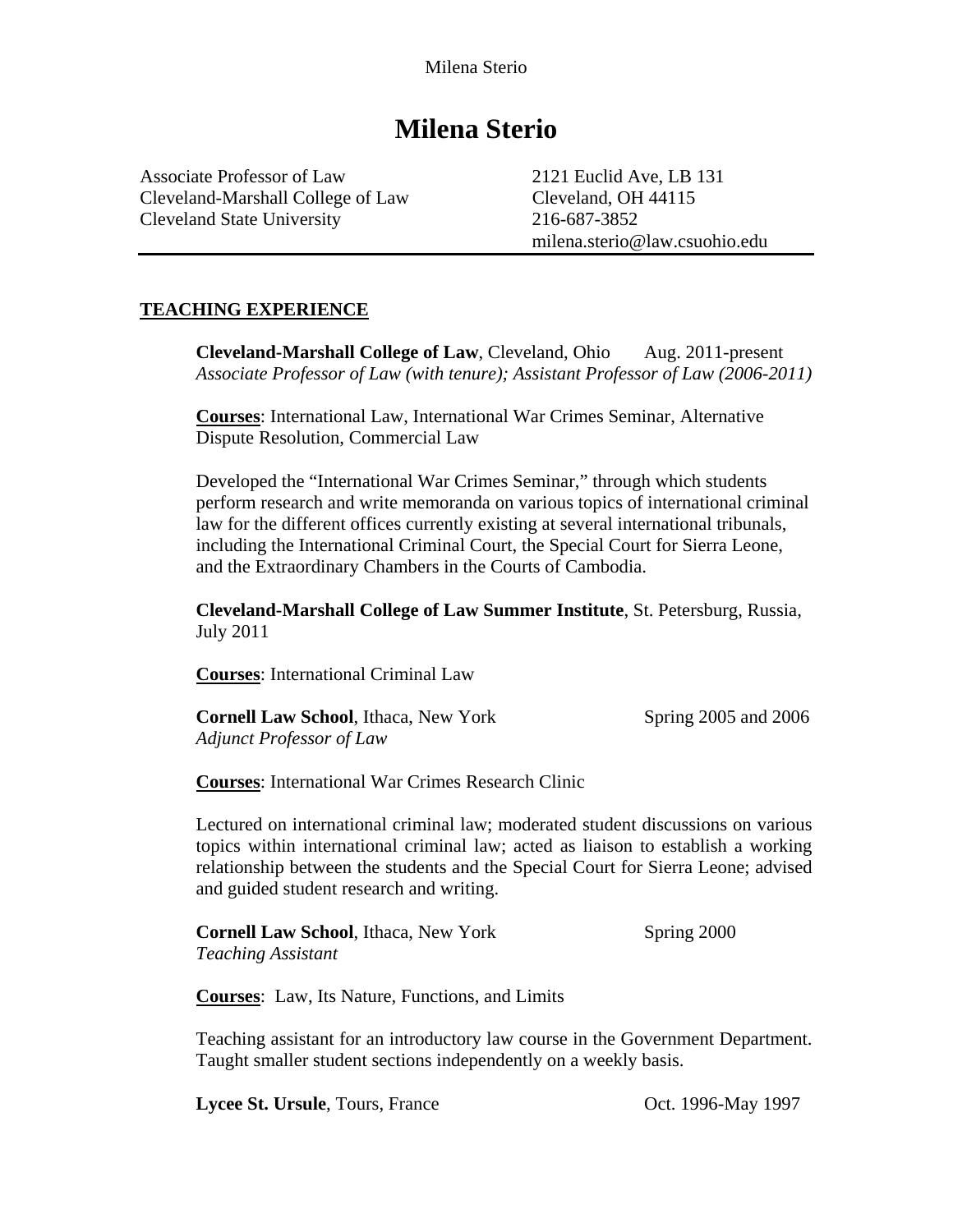# Milena Sterio

Associate Professor of Law
Cleveland-Marshall College of Law
Cleveland State University

2121 Euclid Ave, LB 131
Cleveland, OH 44115
216-687-3852
milena.sterio@law.csuohio.edu

---

## TEACHING EXPERIENCE

**Cleveland-Marshall College of Law**, Cleveland, Ohio — Aug. 2011-present
*Associate Professor of Law (with tenure); Assistant Professor of Law (2006-2011)*

**Courses**: International Law, International War Crimes Seminar, Alternative Dispute Resolution, Commercial Law

Developed the "International War Crimes Seminar," through which students perform research and write memoranda on various topics of international criminal law for the different offices currently existing at several international tribunals, including the International Criminal Court, the Special Court for Sierra Leone, and the Extraordinary Chambers in the Courts of Cambodia.

**Cleveland-Marshall College of Law Summer Institute**, St. Petersburg, Russia, July 2011

**Courses**: International Criminal Law

**Cornell Law School**, Ithaca, New York — Spring 2005 and 2006
*Adjunct Professor of Law*

**Courses**: International War Crimes Research Clinic

Lectured on international criminal law; moderated student discussions on various topics within international criminal law; acted as liaison to establish a working relationship between the students and the Special Court for Sierra Leone; advised and guided student research and writing.

**Cornell Law School**, Ithaca, New York — Spring 2000
*Teaching Assistant*

**Courses**: Law, Its Nature, Functions, and Limits

Teaching assistant for an introductory law course in the Government Department. Taught smaller student sections independently on a weekly basis.

**Lycee St. Ursule**, Tours, France — Oct. 1996-May 1997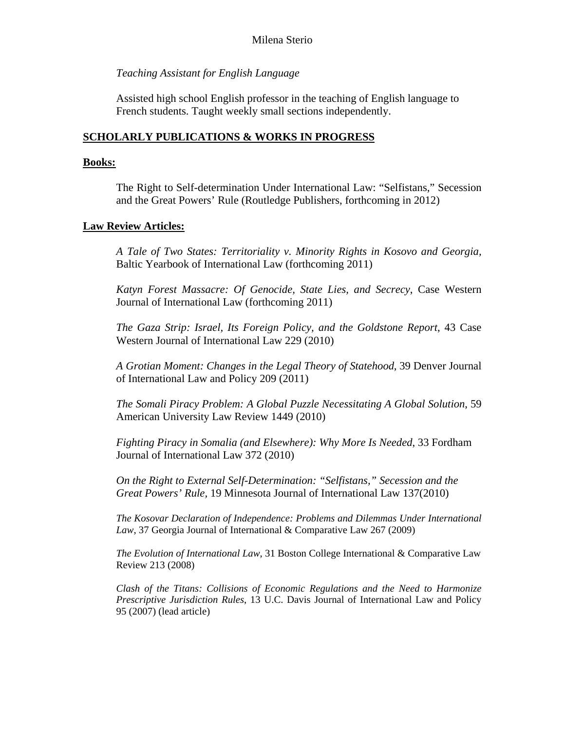*Teaching Assistant for English Language*

Assisted high school English professor in the teaching of English language to French students. Taught weekly small sections independently.

## SCHOLARLY PUBLICATIONS & WORKS IN PROGRESS

### Books:

The Right to Self-determination Under International Law: “Selfistans,” Secession and the Great Powers’ Rule (Routledge Publishers, forthcoming in 2012)

### Law Review Articles:

*A Tale of Two States: Territoriality v. Minority Rights in Kosovo and Georgia*, Baltic Yearbook of International Law (forthcoming 2011)

*Katyn Forest Massacre: Of Genocide, State Lies, and Secrecy*, Case Western Journal of International Law (forthcoming 2011)

*The Gaza Strip: Israel, Its Foreign Policy, and the Goldstone Report*, 43 Case Western Journal of International Law 229 (2010)

*A Grotian Moment: Changes in the Legal Theory of Statehood*, 39 Denver Journal of International Law and Policy 209 (2011)

*The Somali Piracy Problem: A Global Puzzle Necessitating A Global Solution*, 59 American University Law Review 1449 (2010)

*Fighting Piracy in Somalia (and Elsewhere): Why More Is Needed*, 33 Fordham Journal of International Law 372 (2010)

*On the Right to External Self-Determination: “Selfistans,” Secession and the Great Powers’ Rule*, 19 Minnesota Journal of International Law 137(2010)

*The Kosovar Declaration of Independence: Problems and Dilemmas Under International Law*, 37 Georgia Journal of International & Comparative Law 267 (2009)

*The Evolution of International Law*, 31 Boston College International & Comparative Law Review 213 (2008)

*Clash of the Titans: Collisions of Economic Regulations and the Need to Harmonize Prescriptive Jurisdiction Rules*, 13 U.C. Davis Journal of International Law and Policy 95 (2007) (lead article)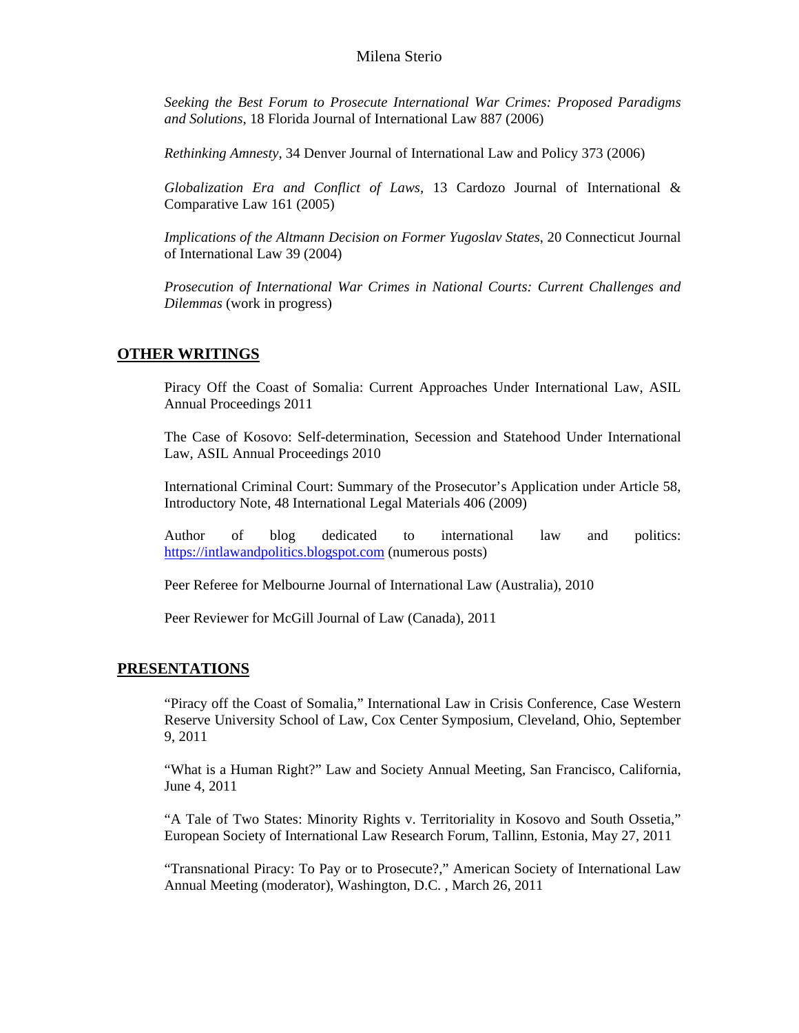*Seeking the Best Forum to Prosecute International War Crimes: Proposed Paradigms and Solutions*, 18 Florida Journal of International Law 887 (2006)

*Rethinking Amnesty*, 34 Denver Journal of International Law and Policy 373 (2006)

*Globalization Era and Conflict of Laws*, 13 Cardozo Journal of International & Comparative Law 161 (2005)

*Implications of the Altmann Decision on Former Yugoslav States*, 20 Connecticut Journal of International Law 39 (2004)

*Prosecution of International War Crimes in National Courts: Current Challenges and Dilemmas* (work in progress)

## OTHER WRITINGS

Piracy Off the Coast of Somalia: Current Approaches Under International Law, ASIL Annual Proceedings 2011

The Case of Kosovo: Self-determination, Secession and Statehood Under International Law, ASIL Annual Proceedings 2010

International Criminal Court: Summary of the Prosecutor's Application under Article 58, Introductory Note, 48 International Legal Materials 406 (2009)

Author of blog dedicated to international law and politics: https://intlawandpolitics.blogspot.com (numerous posts)

Peer Referee for Melbourne Journal of International Law (Australia), 2010

Peer Reviewer for McGill Journal of Law (Canada), 2011

## PRESENTATIONS

"Piracy off the Coast of Somalia," International Law in Crisis Conference, Case Western Reserve University School of Law, Cox Center Symposium, Cleveland, Ohio, September 9, 2011

"What is a Human Right?" Law and Society Annual Meeting, San Francisco, California, June 4, 2011

"A Tale of Two States: Minority Rights v. Territoriality in Kosovo and South Ossetia," European Society of International Law Research Forum, Tallinn, Estonia, May 27, 2011

"Transnational Piracy: To Pay or to Prosecute?," American Society of International Law Annual Meeting (moderator), Washington, D.C. , March 26, 2011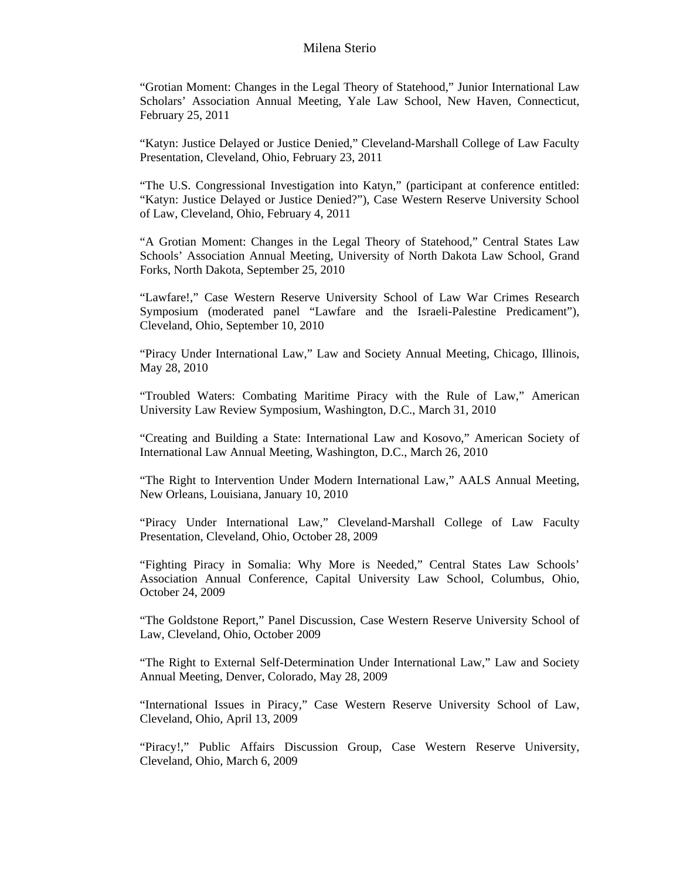"Grotian Moment: Changes in the Legal Theory of Statehood," Junior International Law Scholars' Association Annual Meeting, Yale Law School, New Haven, Connecticut, February 25, 2011

"Katyn: Justice Delayed or Justice Denied," Cleveland-Marshall College of Law Faculty Presentation, Cleveland, Ohio, February 23, 2011

"The U.S. Congressional Investigation into Katyn," (participant at conference entitled: "Katyn: Justice Delayed or Justice Denied?"), Case Western Reserve University School of Law, Cleveland, Ohio, February 4, 2011

"A Grotian Moment: Changes in the Legal Theory of Statehood," Central States Law Schools' Association Annual Meeting, University of North Dakota Law School, Grand Forks, North Dakota, September 25, 2010

"Lawfare!," Case Western Reserve University School of Law War Crimes Research Symposium (moderated panel "Lawfare and the Israeli-Palestine Predicament"), Cleveland, Ohio, September 10, 2010

"Piracy Under International Law," Law and Society Annual Meeting, Chicago, Illinois, May 28, 2010

"Troubled Waters: Combating Maritime Piracy with the Rule of Law," American University Law Review Symposium, Washington, D.C., March 31, 2010

"Creating and Building a State: International Law and Kosovo," American Society of International Law Annual Meeting, Washington, D.C., March 26, 2010

"The Right to Intervention Under Modern International Law," AALS Annual Meeting, New Orleans, Louisiana, January 10, 2010

"Piracy Under International Law," Cleveland-Marshall College of Law Faculty Presentation, Cleveland, Ohio, October 28, 2009

"Fighting Piracy in Somalia: Why More is Needed," Central States Law Schools' Association Annual Conference, Capital University Law School, Columbus, Ohio, October 24, 2009

"The Goldstone Report," Panel Discussion, Case Western Reserve University School of Law, Cleveland, Ohio, October 2009

"The Right to External Self-Determination Under International Law," Law and Society Annual Meeting, Denver, Colorado, May 28, 2009

"International Issues in Piracy," Case Western Reserve University School of Law, Cleveland, Ohio, April 13, 2009

"Piracy!," Public Affairs Discussion Group, Case Western Reserve University, Cleveland, Ohio, March 6, 2009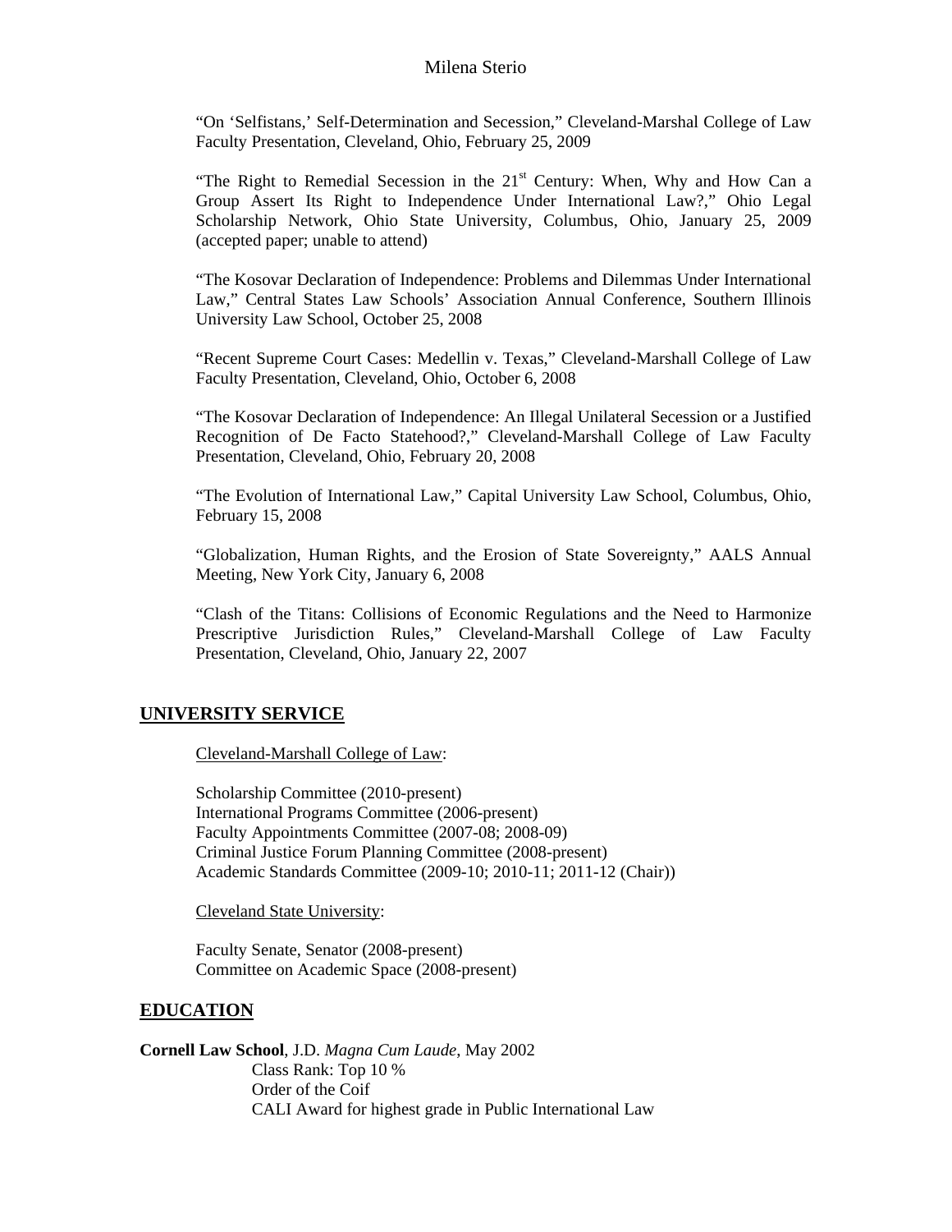"On 'Selfistans,' Self-Determination and Secession," Cleveland-Marshal College of Law Faculty Presentation, Cleveland, Ohio, February 25, 2009

"The Right to Remedial Secession in the 21st Century: When, Why and How Can a Group Assert Its Right to Independence Under International Law?," Ohio Legal Scholarship Network, Ohio State University, Columbus, Ohio, January 25, 2009 (accepted paper; unable to attend)

"The Kosovar Declaration of Independence: Problems and Dilemmas Under International Law," Central States Law Schools' Association Annual Conference, Southern Illinois University Law School, October 25, 2008

"Recent Supreme Court Cases: Medellin v. Texas," Cleveland-Marshall College of Law Faculty Presentation, Cleveland, Ohio, October 6, 2008

"The Kosovar Declaration of Independence: An Illegal Unilateral Secession or a Justified Recognition of De Facto Statehood?," Cleveland-Marshall College of Law Faculty Presentation, Cleveland, Ohio, February 20, 2008

"The Evolution of International Law," Capital University Law School, Columbus, Ohio, February 15, 2008

"Globalization, Human Rights, and the Erosion of State Sovereignty," AALS Annual Meeting, New York City, January 6, 2008

"Clash of the Titans: Collisions of Economic Regulations and the Need to Harmonize Prescriptive Jurisdiction Rules," Cleveland-Marshall College of Law Faculty Presentation, Cleveland, Ohio, January 22, 2007

## UNIVERSITY SERVICE

Cleveland-Marshall College of Law:

Scholarship Committee (2010-present)
International Programs Committee (2006-present)
Faculty Appointments Committee (2007-08; 2008-09)
Criminal Justice Forum Planning Committee (2008-present)
Academic Standards Committee (2009-10; 2010-11; 2011-12 (Chair))

Cleveland State University:

Faculty Senate, Senator (2008-present)
Committee on Academic Space (2008-present)

## EDUCATION

**Cornell Law School**, J.D. *Magna Cum Laude*, May 2002
Class Rank: Top 10 %
Order of the Coif
CALI Award for highest grade in Public International Law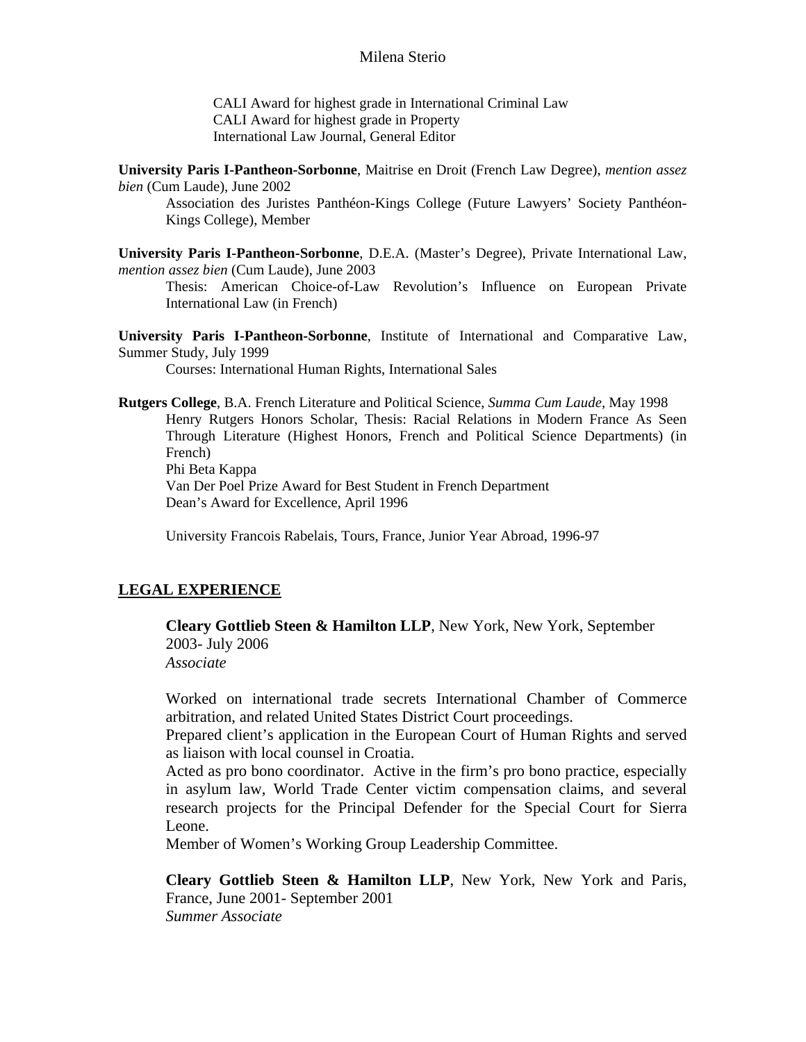CALI Award for highest grade in International Criminal Law
CALI Award for highest grade in Property
International Law Journal, General Editor

**University Paris I-Pantheon-Sorbonne**, Maitrise en Droit (French Law Degree), *mention assez bien* (Cum Laude), June 2002

Association des Juristes Panthéon-Kings College (Future Lawyers' Society Panthéon-Kings College), Member

**University Paris I-Pantheon-Sorbonne**, D.E.A. (Master's Degree), Private International Law, *mention assez bien* (Cum Laude), June 2003

Thesis: American Choice-of-Law Revolution's Influence on European Private International Law (in French)

**University Paris I-Pantheon-Sorbonne**, Institute of International and Comparative Law, Summer Study, July 1999

Courses: International Human Rights, International Sales

**Rutgers College**, B.A. French Literature and Political Science, *Summa Cum Laude*, May 1998

Henry Rutgers Honors Scholar, Thesis: Racial Relations in Modern France As Seen Through Literature (Highest Honors, French and Political Science Departments) (in French)
Phi Beta Kappa
Van Der Poel Prize Award for Best Student in French Department
Dean's Award for Excellence, April 1996

University Francois Rabelais, Tours, France, Junior Year Abroad, 1996-97

## LEGAL EXPERIENCE

**Cleary Gottlieb Steen & Hamilton LLP**, New York, New York, September 2003- July 2006
*Associate*

Worked on international trade secrets International Chamber of Commerce arbitration, and related United States District Court proceedings.
Prepared client's application in the European Court of Human Rights and served as liaison with local counsel in Croatia.
Acted as pro bono coordinator. Active in the firm's pro bono practice, especially in asylum law, World Trade Center victim compensation claims, and several research projects for the Principal Defender for the Special Court for Sierra Leone.
Member of Women's Working Group Leadership Committee.

**Cleary Gottlieb Steen & Hamilton LLP**, New York, New York and Paris, France, June 2001- September 2001
*Summer Associate*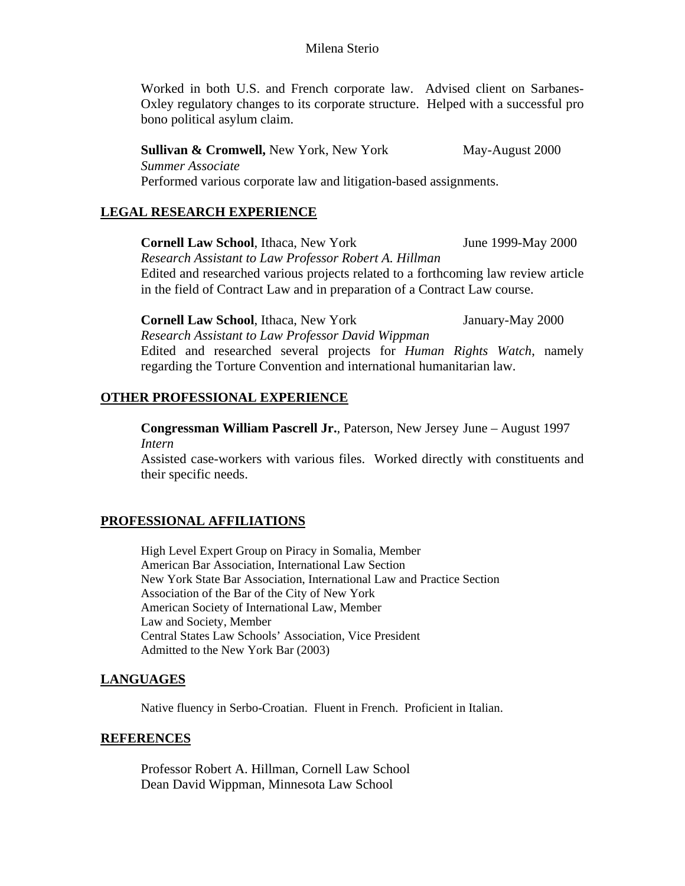Worked in both U.S. and French corporate law. Advised client on Sarbanes-Oxley regulatory changes to its corporate structure. Helped with a successful pro bono political asylum claim.

**Sullivan & Cromwell,** New York, New York May-August 2000
*Summer Associate*
Performed various corporate law and litigation-based assignments.

## LEGAL RESEARCH EXPERIENCE

**Cornell Law School**, Ithaca, New York June 1999-May 2000
*Research Assistant to Law Professor Robert A. Hillman*
Edited and researched various projects related to a forthcoming law review article in the field of Contract Law and in preparation of a Contract Law course.

**Cornell Law School**, Ithaca, New York January-May 2000
*Research Assistant to Law Professor David Wippman*
Edited and researched several projects for *Human Rights Watch*, namely regarding the Torture Convention and international humanitarian law.

## OTHER PROFESSIONAL EXPERIENCE

**Congressman William Pascrell Jr.**, Paterson, New Jersey June – August 1997
*Intern*
Assisted case-workers with various files. Worked directly with constituents and their specific needs.

## PROFESSIONAL AFFILIATIONS

High Level Expert Group on Piracy in Somalia, Member
American Bar Association, International Law Section
New York State Bar Association, International Law and Practice Section
Association of the Bar of the City of New York
American Society of International Law, Member
Law and Society, Member
Central States Law Schools' Association, Vice President
Admitted to the New York Bar (2003)

## LANGUAGES

Native fluency in Serbo-Croatian. Fluent in French. Proficient in Italian.

## REFERENCES

Professor Robert A. Hillman, Cornell Law School
Dean David Wippman, Minnesota Law School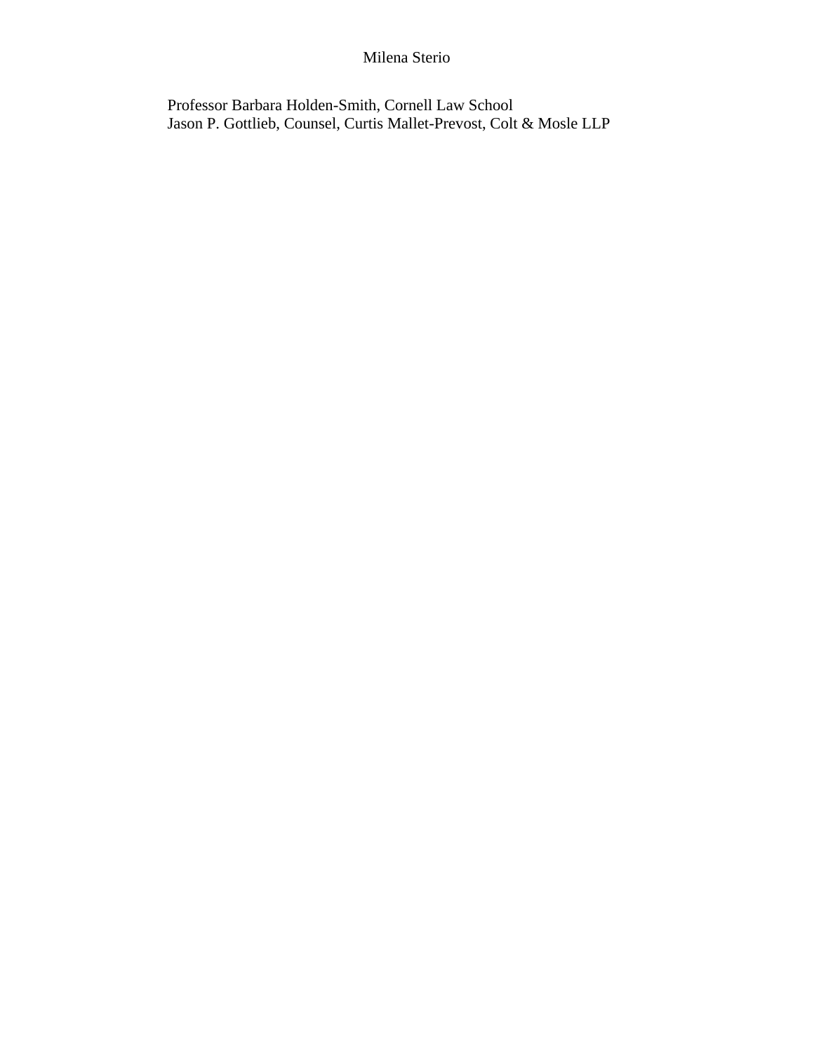Professor Barbara Holden-Smith, Cornell Law School
Jason P. Gottlieb, Counsel, Curtis Mallet-Prevost, Colt & Mosle LLP